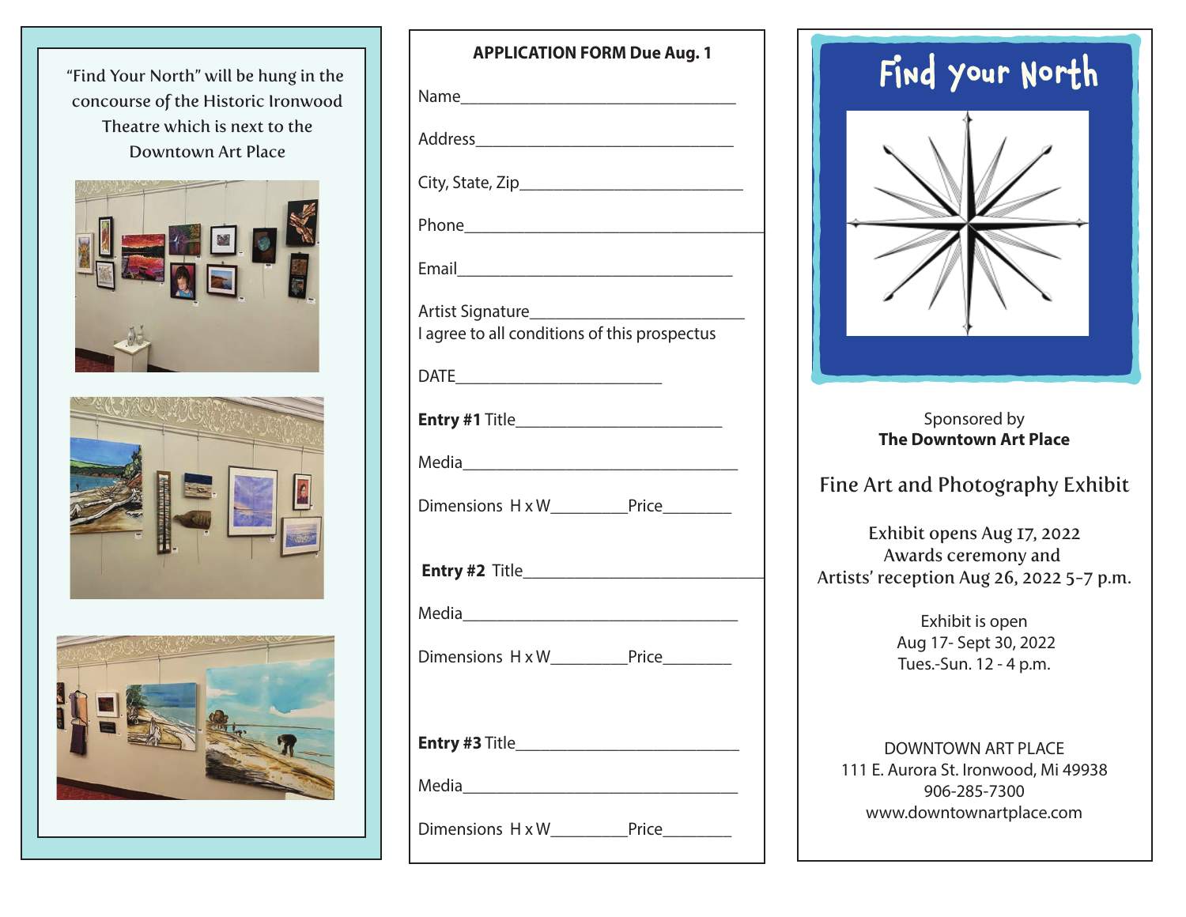"Find Your North" will be hung in the concourse of the Historic Ironwood Theatre which is next to the Downtown Art Place

**APPLICATION FORM Due Aug. 1**

Name_______________________________

Address_____________________________

City, State, Zip_________________________

Phone_____________________________________

Email_______________________________

Artist Signature________________________
I agree to all conditions of this prospectus

DATE_______________________

**Entry #1** Title_______________________

Media________________________________

Dimensions H x W_________Price________

**Entry #2** Title____________________________

Media________________________________

Dimensions H x W_________Price________

**Entry #3** Title_________________________

Media________________________________

Dimensions H x W_________Price________

# Find your North

Sponsored by
**The Downtown Art Place**

## Fine Art and Photography Exhibit

Exhibit opens Aug 17, 2022
Awards ceremony and
Artists' reception Aug 26, 2022 5-7 p.m.

Exhibit is open
Aug 17- Sept 30, 2022
Tues.-Sun. 12 - 4 p.m.

DOWNTOWN ART PLACE
111 E. Aurora St. Ironwood, Mi 49938
906-285-7300
www.downtownartplace.com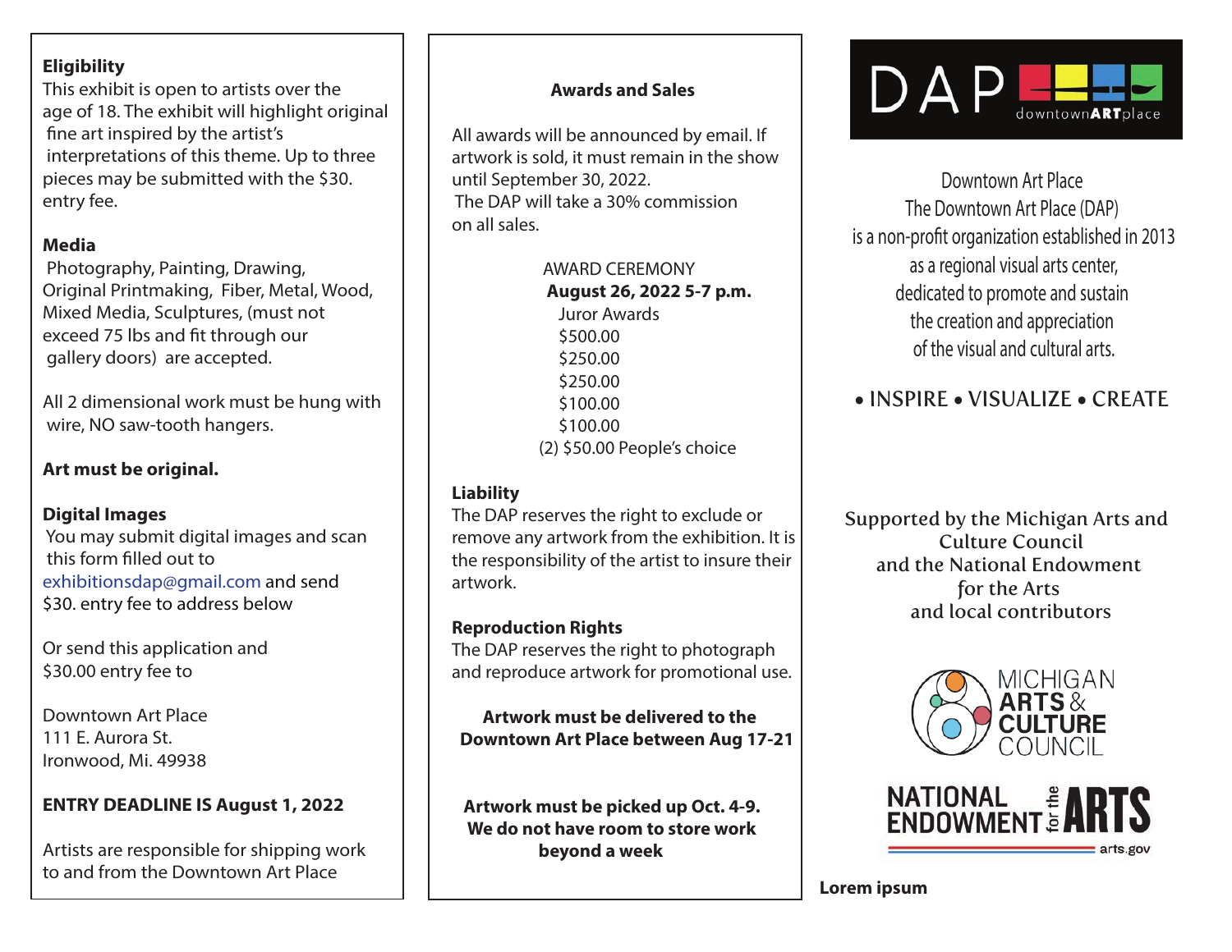**Eligibility**
This exhibit is open to artists over the age of 18. The exhibit will highlight original fine art inspired by the artist's interpretations of this theme. Up to three pieces may be submitted with the $30. entry fee.

**Media**
Photography, Painting, Drawing, Original Printmaking, Fiber, Metal, Wood, Mixed Media, Sculptures, (must not exceed 75 lbs and fit through our gallery doors) are accepted.

All 2 dimensional work must be hung with wire, NO saw-tooth hangers.

**Art must be original.**

**Digital Images**
You may submit digital images and scan this form filled out to exhibitionsdap@gmail.com and send $30. entry fee to address below

Or send this application and $30.00 entry fee to

Downtown Art Place
111 E. Aurora St.
Ironwood, Mi. 49938

**ENTRY DEADLINE IS August 1, 2022**

Artists are responsible for shipping work to and from the Downtown Art Place

**Awards and Sales**

All awards will be announced by email. If artwork is sold, it must remain in the show until September 30, 2022.
The DAP will take a 30% commission on all sales.

AWARD CEREMONY
**August 26, 2022 5-7 p.m.**
Juror Awards
$500.00
$250.00
$250.00
$100.00
$100.00
(2) $50.00 People's choice

**Liability**
The DAP reserves the right to exclude or remove any artwork from the exhibition. It is the responsibility of the artist to insure their artwork.

**Reproduction Rights**
The DAP reserves the right to photograph and reproduce artwork for promotional use.

**Artwork must be delivered to the Downtown Art Place between Aug 17-21**

**Artwork must be picked up Oct. 4-9. We do not have room to store work beyond a week**

DAP downtownARTplace

Downtown Art Place
The Downtown Art Place (DAP) is a non-profit organization established in 2013 as a regional visual arts center, dedicated to promote and sustain the creation and appreciation of the visual and cultural arts.

• INSPIRE • VISUALIZE • CREATE

Supported by the Michigan Arts and Culture Council and the National Endowment for the Arts and local contributors

MICHIGAN ARTS & CULTURE COUNCIL

NATIONAL ENDOWMENT for the ARTS
arts.gov

**Lorem ipsum**